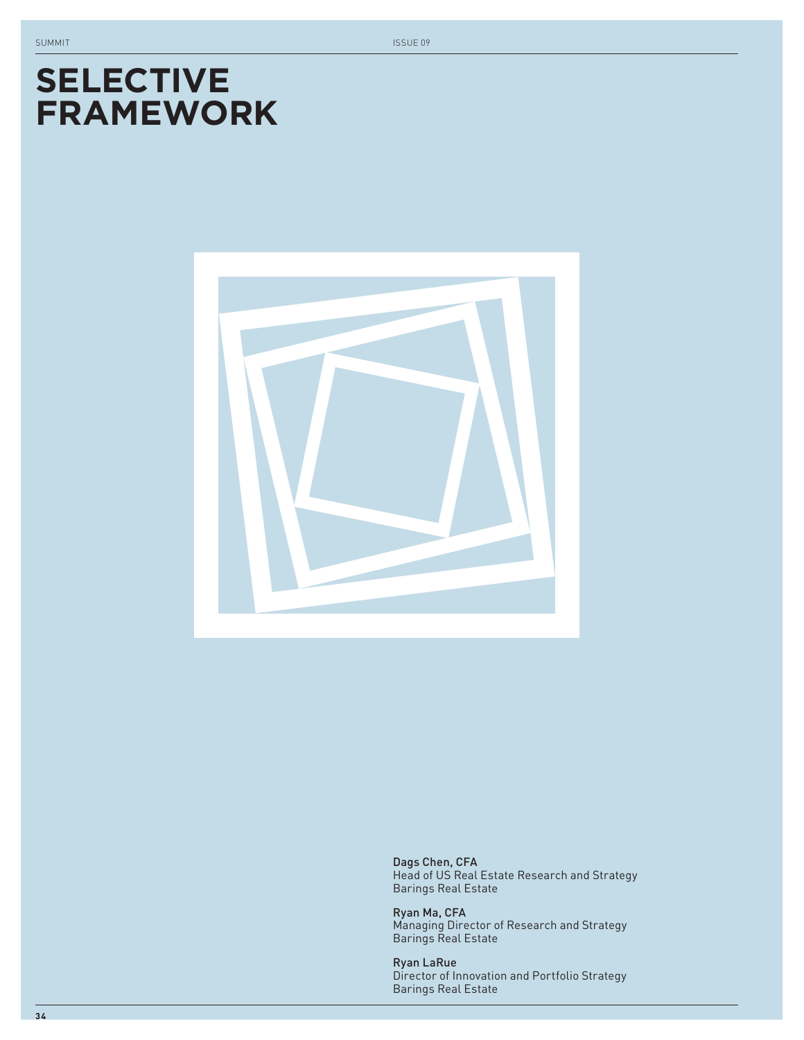# SELECTIVE FRAMEWORK

**Dags Chen, CFA**
Head of US Real Estate Research and Strategy
Barings Real Estate

**Ryan Ma, CFA**
Managing Director of Research and Strategy
Barings Real Estate

**Ryan LaRue**
Director of Innovation and Portfolio Strategy
Barings Real Estate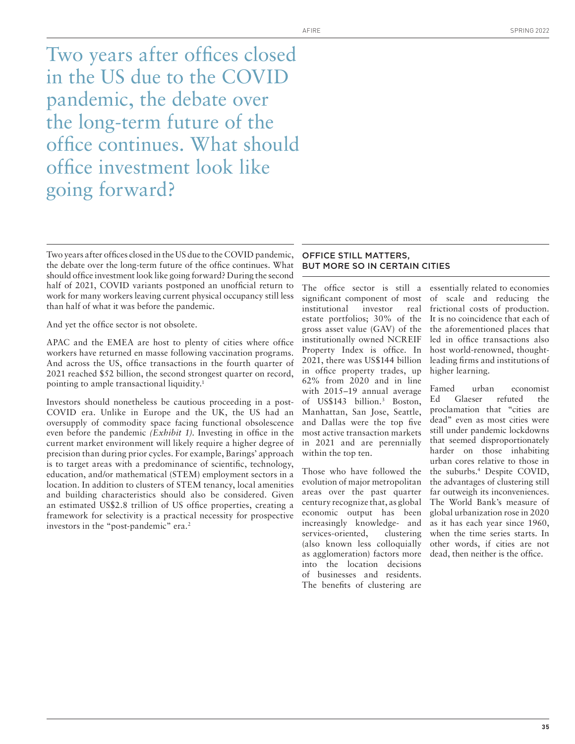# Two years after offices closed in the US due to the COVID pandemic, the debate over the long-term future of the office continues. What should office investment look like going forward?

Two years after offices closed in the US due to the COVID pandemic, the debate over the long-term future of the office continues. What should office investment look like going forward? During the second half of 2021, COVID variants postponed an unofficial return to work for many workers leaving current physical occupancy still less than half of what it was before the pandemic.

And yet the office sector is not obsolete.

APAC and the EMEA are host to plenty of cities where office workers have returned en masse following vaccination programs. And across the US, office transactions in the fourth quarter of 2021 reached $52 billion, the second strongest quarter on record, pointing to ample transactional liquidity.[1]

Investors should nonetheless be cautious proceeding in a post-COVID era. Unlike in Europe and the UK, the US had an oversupply of commodity space facing functional obsolescence even before the pandemic *(Exhibit 1)*. Investing in office in the current market environment will likely require a higher degree of precision than during prior cycles. For example, Barings' approach is to target areas with a predominance of scientific, technology, education, and/or mathematical (STEM) employment sectors in a location. In addition to clusters of STEM tenancy, local amenities and building characteristics should also be considered. Given an estimated US$2.8 trillion of US office properties, creating a framework for selectivity is a practical necessity for prospective investors in the "post-pandemic" era.[2]

## OFFICE STILL MATTERS, BUT MORE SO IN CERTAIN CITIES

The office sector is still a significant component of most institutional investor real estate portfolios; 30% of the gross asset value (GAV) of the institutionally owned NCREIF Property Index is office. In 2021, there was US$144 billion in office property trades, up 62% from 2020 and in line with 2015–19 annual average of US$143 billion.[3] Boston, Manhattan, San Jose, Seattle, and Dallas were the top five most active transaction markets in 2021 and are perennially within the top ten.

Those who have followed the evolution of major metropolitan areas over the past quarter century recognize that, as global economic output has been increasingly knowledge- and services-oriented, clustering (also known less colloquially as agglomeration) factors more into the location decisions of businesses and residents. The benefits of clustering are essentially related to economies of scale and reducing the frictional costs of production. It is no coincidence that each of the aforementioned places that led in office transactions also host world-renowned, thought-leading firms and institutions of higher learning.

Famed urban economist Ed Glaeser refuted the proclamation that "cities are dead" even as most cities were still under pandemic lockdowns that seemed disproportionately harder on those inhabiting urban cores relative to those in the suburbs.[4] Despite COVID, the advantages of clustering still far outweigh its inconveniences. The World Bank's measure of global urbanization rose in 2020 as it has each year since 1960, when the time series starts. In other words, if cities are not dead, then neither is the office.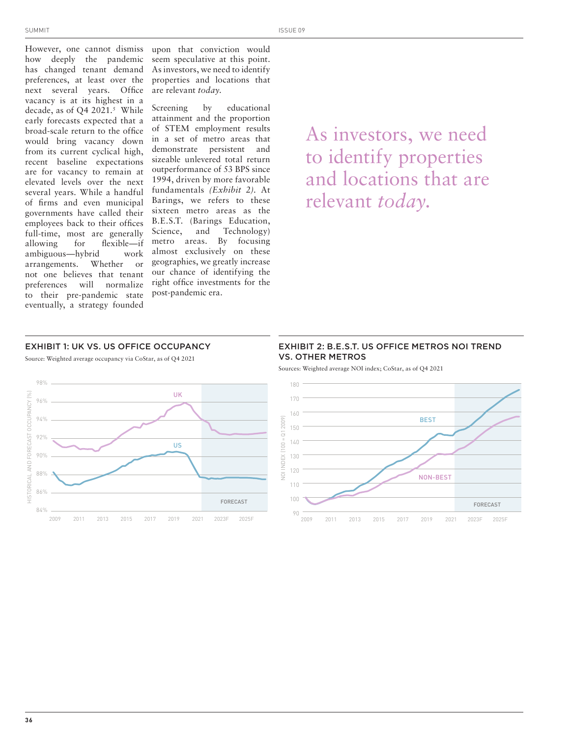However, one cannot dismiss how deeply the pandemic has changed tenant demand preferences, at least over the next several years. Office vacancy is at its highest in a decade, as of Q4 2021.[5] While early forecasts expected that a broad-scale return to the office would bring vacancy down from its current cyclical high, recent baseline expectations are for vacancy to remain at elevated levels over the next several years. While a handful of firms and even municipal governments have called their employees back to their offices full-time, most are generally allowing for flexible—if ambiguous—hybrid work arrangements. Whether or not one believes that tenant preferences will normalize to their pre-pandemic state eventually, a strategy founded upon that conviction would seem speculative at this point. As investors, we need to identify properties and locations that are relevant *today.*

Screening by educational attainment and the proportion of STEM employment results in a set of metro areas that demonstrate persistent and sizeable unlevered total return outperformance of 53 BPS since 1994, driven by more favorable fundamentals *(Exhibit 2)*. At Barings, we refers to these sixteen metro areas as the B.E.S.T. (Barings Education, Science, and Technology) metro areas. By focusing almost exclusively on these geographies, we greatly increase our chance of identifying the right office investments for the post-pandemic era.

> As investors, we need to identify properties and locations that are relevant *today.*

### EXHIBIT 1: UK VS. US OFFICE OCCUPANCY

Source: Weighted average occupancy via CoStar, as of Q4 2021

### EXHIBIT 2: B.E.S.T. US OFFICE METROS NOI TREND VS. OTHER METROS

Sources: Weighted average NOI index; CoStar, as of Q4 2021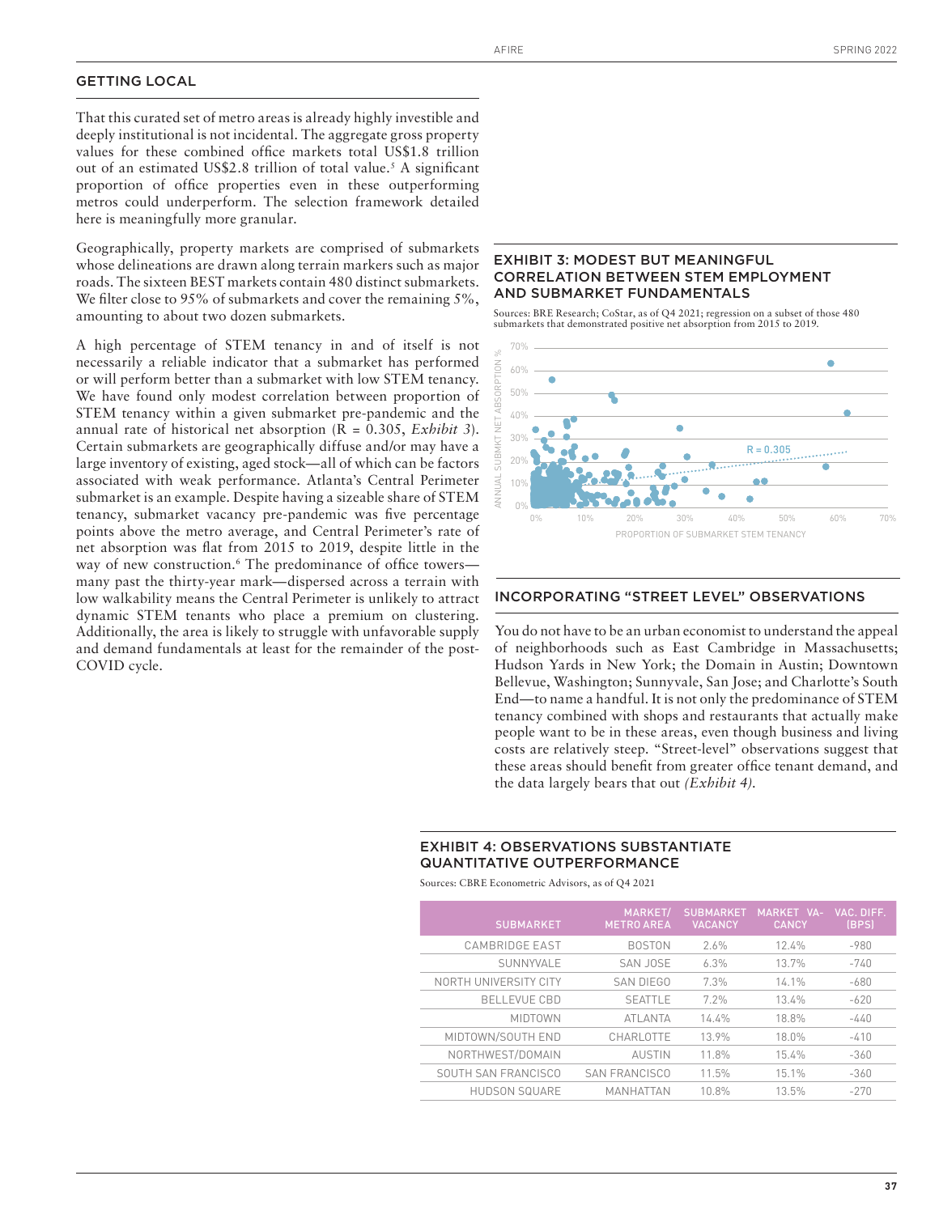## GETTING LOCAL

That this curated set of metro areas is already highly investible and deeply institutional is not incidental. The aggregate gross property values for these combined office markets total US$1.8 trillion out of an estimated US$2.8 trillion of total value.[5] A significant proportion of office properties even in these outperforming metros could underperform. The selection framework detailed here is meaningfully more granular.

Geographically, property markets are comprised of submarkets whose delineations are drawn along terrain markers such as major roads. The sixteen BEST markets contain 480 distinct submarkets. We filter close to 95% of submarkets and cover the remaining 5%, amounting to about two dozen submarkets.

A high percentage of STEM tenancy in and of itself is not necessarily a reliable indicator that a submarket has performed or will perform better than a submarket with low STEM tenancy. We have found only modest correlation between proportion of STEM tenancy within a given submarket pre-pandemic and the annual rate of historical net absorption (R = 0.305, *Exhibit 3*). Certain submarkets are geographically diffuse and/or may have a large inventory of existing, aged stock—all of which can be factors associated with weak performance. Atlanta's Central Perimeter submarket is an example. Despite having a sizeable share of STEM tenancy, submarket vacancy pre-pandemic was five percentage points above the metro average, and Central Perimeter's rate of net absorption was flat from 2015 to 2019, despite little in the way of new construction.[6] The predominance of office towers—many past the thirty-year mark—dispersed across a terrain with low walkability means the Central Perimeter is unlikely to attract dynamic STEM tenants who place a premium on clustering. Additionally, the area is likely to struggle with unfavorable supply and demand fundamentals at least for the remainder of the post-COVID cycle.

### EXHIBIT 3: MODEST BUT MEANINGFUL CORRELATION BETWEEN STEM EMPLOYMENT AND SUBMARKET FUNDAMENTALS

Sources: BRE Research; CoStar, as of Q4 2021; regression on a subset of those 480 submarkets that demonstrated positive net absorption from 2015 to 2019.

## INCORPORATING "STREET LEVEL" OBSERVATIONS

You do not have to be an urban economist to understand the appeal of neighborhoods such as East Cambridge in Massachusetts; Hudson Yards in New York; the Domain in Austin; Downtown Bellevue, Washington; Sunnyvale, San Jose; and Charlotte's South End—to name a handful. It is not only the predominance of STEM tenancy combined with shops and restaurants that actually make people want to be in these areas, even though business and living costs are relatively steep. "Street-level" observations suggest that these areas should benefit from greater office tenant demand, and the data largely bears that out *(Exhibit 4).*

### EXHIBIT 4: OBSERVATIONS SUBSTANTIATE QUANTITATIVE OUTPERFORMANCE

Sources: CBRE Econometric Advisors, as of Q4 2021

| SUBMARKET | MARKET/ METRO AREA | SUBMARKET VACANCY | MARKET VACANCY | VAC. DIFF. (BPS) |
|---|---|---|---|---|
| CAMBRIDGE EAST | BOSTON | 2.6% | 12.4% | -980 |
| SUNNYVALE | SAN JOSE | 6.3% | 13.7% | -740 |
| NORTH UNIVERSITY CITY | SAN DIEGO | 7.3% | 14.1% | -680 |
| BELLEVUE CBD | SEATTLE | 7.2% | 13.4% | -620 |
| MIDTOWN | ATLANTA | 14.4% | 18.8% | -440 |
| MIDTOWN/SOUTH END | CHARLOTTE | 13.9% | 18.0% | -410 |
| NORTHWEST/DOMAIN | AUSTIN | 11.8% | 15.4% | -360 |
| SOUTH SAN FRANCISCO | SAN FRANCISCO | 11.5% | 15.1% | -360 |
| HUDSON SQUARE | MANHATTAN | 10.8% | 13.5% | -270 |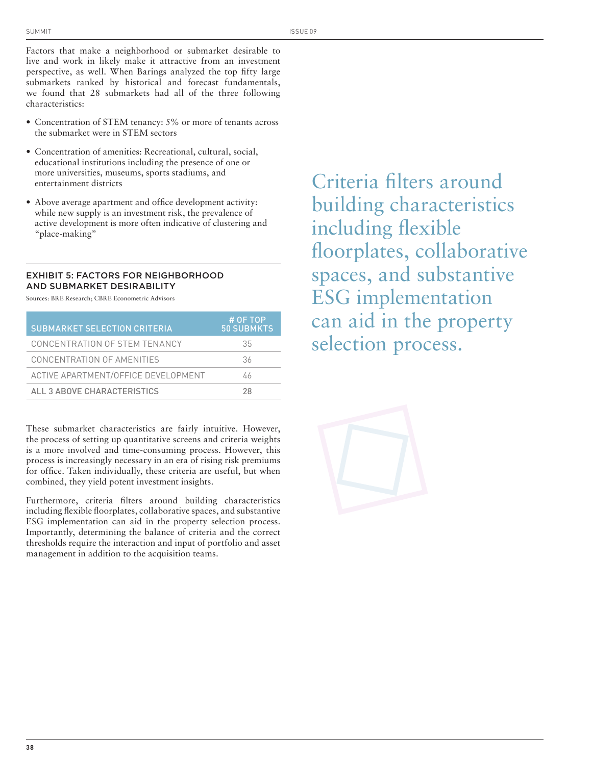Factors that make a neighborhood or submarket desirable to live and work in likely make it attractive from an investment perspective, as well. When Barings analyzed the top fifty large submarkets ranked by historical and forecast fundamentals, we found that 28 submarkets had all of the three following characteristics:

- Concentration of STEM tenancy: 5% or more of tenants across the submarket were in STEM sectors
- Concentration of amenities: Recreational, cultural, social, educational institutions including the presence of one or more universities, museums, sports stadiums, and entertainment districts
- Above average apartment and office development activity: while new supply is an investment risk, the prevalence of active development is more often indicative of clustering and "place-making"

### EXHIBIT 5: FACTORS FOR NEIGHBORHOOD AND SUBMARKET DESIRABILITY

Sources: BRE Research; CBRE Econometric Advisors

| SUBMARKET SELECTION CRITERIA | # OF TOP 50 SUBMKTS |
|---|---|
| CONCENTRATION OF STEM TENANCY | 35 |
| CONCENTRATION OF AMENITIES | 36 |
| ACTIVE APARTMENT/OFFICE DEVELOPMENT | 46 |
| **ALL 3 ABOVE CHARACTERISTICS** | **28** |

These submarket characteristics are fairly intuitive. However, the process of setting up quantitative screens and criteria weights is a more involved and time-consuming process. However, this process is increasingly necessary in an era of rising risk premiums for office. Taken individually, these criteria are useful, but when combined, they yield potent investment insights.

Furthermore, criteria filters around building characteristics including flexible floorplates, collaborative spaces, and substantive ESG implementation can aid in the property selection process. Importantly, determining the balance of criteria and the correct thresholds require the interaction and input of portfolio and asset management in addition to the acquisition teams.

> Criteria filters around building characteristics including flexible floorplates, collaborative spaces, and substantive ESG implementation can aid in the property selection process.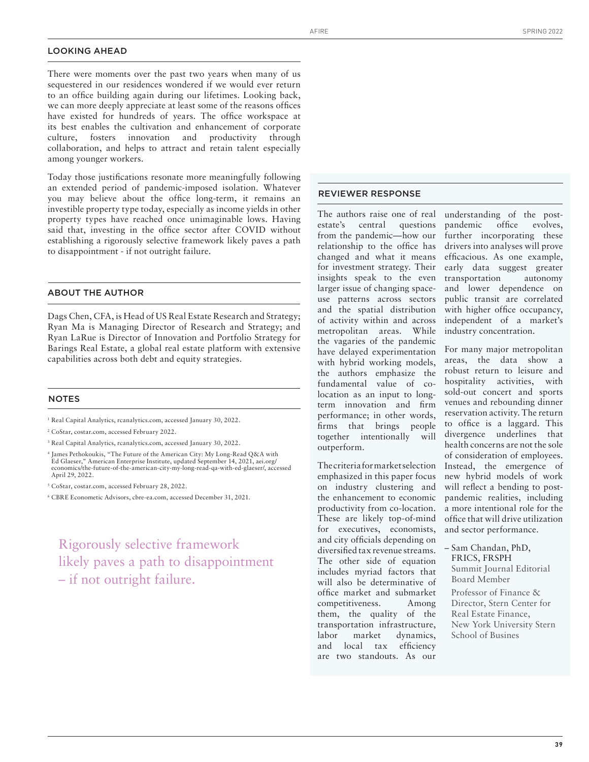## LOOKING AHEAD

There were moments over the past two years when many of us sequestered in our residences wondered if we would ever return to an office building again during our lifetimes. Looking back, we can more deeply appreciate at least some of the reasons offices have existed for hundreds of years. The office workspace at its best enables the cultivation and enhancement of corporate culture, fosters innovation and productivity through collaboration, and helps to attract and retain talent especially among younger workers.

Today those justifications resonate more meaningfully following an extended period of pandemic-imposed isolation. Whatever you may believe about the office long-term, it remains an investible property type today, especially as income yields in other property types have reached once unimaginable lows. Having said that, investing in the office sector after COVID without establishing a rigorously selective framework likely paves a path to disappointment - if not outright failure.

## ABOUT THE AUTHOR

Dags Chen, CFA, is Head of US Real Estate Research and Strategy; Ryan Ma is Managing Director of Research and Strategy; and Ryan LaRue is Director of Innovation and Portfolio Strategy for Barings Real Estate, a global real estate platform with extensive capabilities across both debt and equity strategies.

## NOTES

[1] Real Capital Analytics, rcanalytics.com, accessed January 30, 2022.

[2] CoStar, costar.com, accessed February 2022.

[3] Real Capital Analytics, rcanalytics.com, accessed January 30, 2022.

[4] James Pethokoukis, "The Future of the American City: My Long-Read Q&A with Ed Glaeser," American Enterprise Institute, updated September 14, 2021, aei.org/economics/the-future-of-the-american-city-my-long-read-qa-with-ed-glaeser/, accessed April 29, 2022.

[5] CoStar, costar.com, accessed February 28, 2022.

[6] CBRE Econometic Advisors, cbre-ea.com, accessed December 31, 2021.

Rigorously selective framework likely paves a path to disappointment – if not outright failure.

## REVIEWER RESPONSE

The authors raise one of real estate's central questions from the pandemic—how our relationship to the office has changed and what it means for investment strategy. Their insights speak to the even larger issue of changing space-use patterns across sectors and the spatial distribution of activity within and across metropolitan areas. While the vagaries of the pandemic have delayed experimentation with hybrid working models, the authors emphasize the fundamental value of co-location as an input to long-term innovation and firm performance; in other words, firms that brings people together intentionally will outperform.

The criteria for market selection emphasized in this paper focus on industry clustering and the enhancement to economic productivity from co-location. These are likely top-of-mind for executives, economists, and city officials depending on diversified tax revenue streams. The other side of equation includes myriad factors that will also be determinative of office market and submarket competitiveness. Among them, the quality of the transportation infrastructure, labor market dynamics, and local tax efficiency are two standouts. As our understanding of the post-pandemic office evolves, further incorporating these drivers into analyses will prove efficacious. As one example, early data suggest greater transportation autonomy and lower dependence on public transit are correlated with higher office occupancy, independent of a market's industry concentration.

For many major metropolitan areas, the data show a robust return to leisure and hospitality activities, with sold-out concert and sports venues and rebounding dinner reservation activity. The return to office is a laggard. This divergence underlines that health concerns are not the sole of consideration of employees. Instead, the emergence of new hybrid models of work will reflect a bending to post-pandemic realities, including a more intentional role for the office that will drive utilization and sector performance.

– Sam Chandan, PhD, FRICS, FRSPH
Summit Journal Editorial Board Member
Professor of Finance & Director, Stern Center for Real Estate Finance, New York University Stern School of Busines